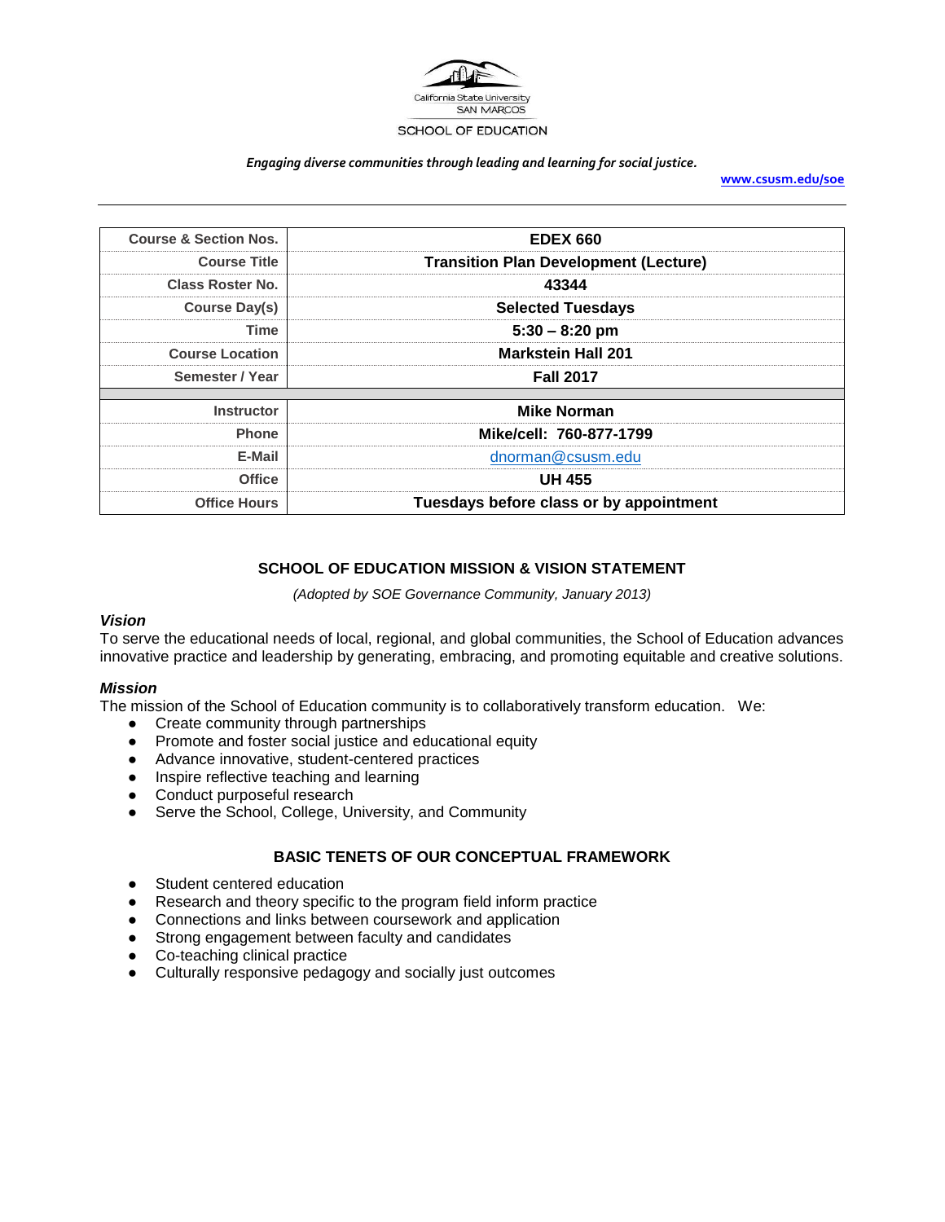California State University
SAN MARCOS
SCHOOL OF EDUCATION

*Engaging diverse communities through leading and learning for social justice.*

www.csusm.edu/soe

| Course & Section Nos. | EDEX 660 |
|---|---|
| Course Title | Transition Plan Development (Lecture) |
| Class Roster No. | 43344 |
| Course Day(s) | Selected Tuesdays |
| Time | 5:30 – 8:20 pm |
| Course Location | Markstein Hall 201 |
| Semester / Year | Fall 2017 |
| | |
| Instructor | Mike Norman |
| Phone | Mike/cell: 760-877-1799 |
| E-Mail | dnorman@csusm.edu |
| Office | UH 455 |
| Office Hours | Tuesdays before class or by appointment |

## SCHOOL OF EDUCATION MISSION & VISION STATEMENT

*(Adopted by SOE Governance Community, January 2013)*

### *Vision*

To serve the educational needs of local, regional, and global communities, the School of Education advances innovative practice and leadership by generating, embracing, and promoting equitable and creative solutions.

### *Mission*

The mission of the School of Education community is to collaboratively transform education. We:

- Create community through partnerships
- Promote and foster social justice and educational equity
- Advance innovative, student-centered practices
- Inspire reflective teaching and learning
- Conduct purposeful research
- Serve the School, College, University, and Community

## BASIC TENETS OF OUR CONCEPTUAL FRAMEWORK

- Student centered education
- Research and theory specific to the program field inform practice
- Connections and links between coursework and application
- Strong engagement between faculty and candidates
- Co-teaching clinical practice
- Culturally responsive pedagogy and socially just outcomes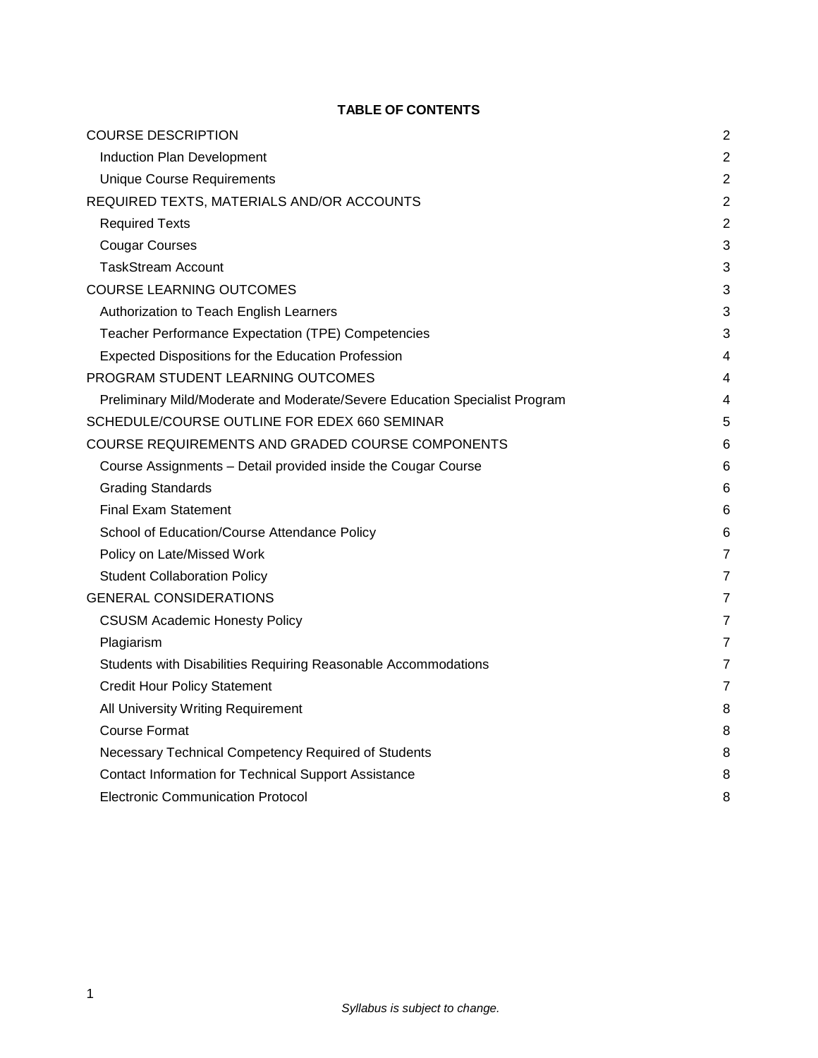**TABLE OF CONTENTS**

- COURSE DESCRIPTION 2
  - Induction Plan Development 2
  - Unique Course Requirements 2
- REQUIRED TEXTS, MATERIALS AND/OR ACCOUNTS 2
  - Required Texts 2
  - Cougar Courses 3
  - TaskStream Account 3
- COURSE LEARNING OUTCOMES 3
  - Authorization to Teach English Learners 3
  - Teacher Performance Expectation (TPE) Competencies 3
  - Expected Dispositions for the Education Profession 4
- PROGRAM STUDENT LEARNING OUTCOMES 4
  - Preliminary Mild/Moderate and Moderate/Severe Education Specialist Program 4
- SCHEDULE/COURSE OUTLINE FOR EDEX 660 SEMINAR 5
- COURSE REQUIREMENTS AND GRADED COURSE COMPONENTS 6
  - Course Assignments – Detail provided inside the Cougar Course 6
  - Grading Standards 6
  - Final Exam Statement 6
  - School of Education/Course Attendance Policy 6
  - Policy on Late/Missed Work 7
  - Student Collaboration Policy 7
- GENERAL CONSIDERATIONS 7
  - CSUSM Academic Honesty Policy 7
  - Plagiarism 7
  - Students with Disabilities Requiring Reasonable Accommodations 7
  - Credit Hour Policy Statement 7
  - All University Writing Requirement 8
  - Course Format 8
  - Necessary Technical Competency Required of Students 8
  - Contact Information for Technical Support Assistance 8
  - Electronic Communication Protocol 8

*Syllabus is subject to change.*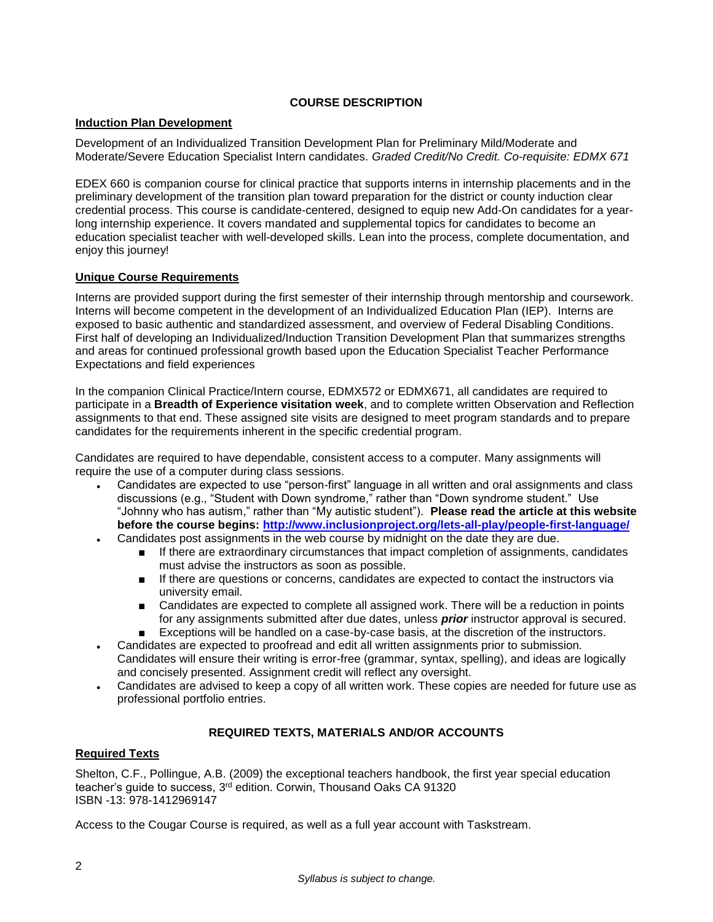## COURSE DESCRIPTION

### Induction Plan Development

Development of an Individualized Transition Development Plan for Preliminary Mild/Moderate and Moderate/Severe Education Specialist Intern candidates. *Graded Credit/No Credit. Co-requisite: EDMX 671*

EDEX 660 is companion course for clinical practice that supports interns in internship placements and in the preliminary development of the transition plan toward preparation for the district or county induction clear credential process. This course is candidate-centered, designed to equip new Add-On candidates for a year-long internship experience. It covers mandated and supplemental topics for candidates to become an education specialist teacher with well-developed skills. Lean into the process, complete documentation, and enjoy this journey!

### Unique Course Requirements

Interns are provided support during the first semester of their internship through mentorship and coursework. Interns will become competent in the development of an Individualized Education Plan (IEP). Interns are exposed to basic authentic and standardized assessment, and overview of Federal Disabling Conditions. First half of developing an Individualized/Induction Transition Development Plan that summarizes strengths and areas for continued professional growth based upon the Education Specialist Teacher Performance Expectations and field experiences

In the companion Clinical Practice/Intern course, EDMX572 or EDMX671, all candidates are required to participate in a **Breadth of Experience visitation week**, and to complete written Observation and Reflection assignments to that end. These assigned site visits are designed to meet program standards and to prepare candidates for the requirements inherent in the specific credential program.

Candidates are required to have dependable, consistent access to a computer. Many assignments will require the use of a computer during class sessions.

- Candidates are expected to use "person-first" language in all written and oral assignments and class discussions (e.g., "Student with Down syndrome," rather than "Down syndrome student." Use "Johnny who has autism," rather than "My autistic student"). **Please read the article at this website before the course begins: [http://www.inclusionproject.org/lets-all-play/people-first-language/](http://www.inclusionproject.org/lets-all-play/people-first-language/)**
- Candidates post assignments in the web course by midnight on the date they are due.
  - If there are extraordinary circumstances that impact completion of assignments, candidates must advise the instructors as soon as possible.
  - If there are questions or concerns, candidates are expected to contact the instructors via university email.
  - Candidates are expected to complete all assigned work. There will be a reduction in points for any assignments submitted after due dates, unless ***prior*** instructor approval is secured.
  - Exceptions will be handled on a case-by-case basis, at the discretion of the instructors.
- Candidates are expected to proofread and edit all written assignments prior to submission. Candidates will ensure their writing is error-free (grammar, syntax, spelling), and ideas are logically and concisely presented. Assignment credit will reflect any oversight.
- Candidates are advised to keep a copy of all written work. These copies are needed for future use as professional portfolio entries.

## REQUIRED TEXTS, MATERIALS AND/OR ACCOUNTS

### Required Texts

Shelton, C.F., Pollingue, A.B. (2009) the exceptional teachers handbook, the first year special education teacher's guide to success, 3rd edition. Corwin, Thousand Oaks CA 91320
ISBN -13: 978-1412969147

Access to the Cougar Course is required, as well as a full year account with Taskstream.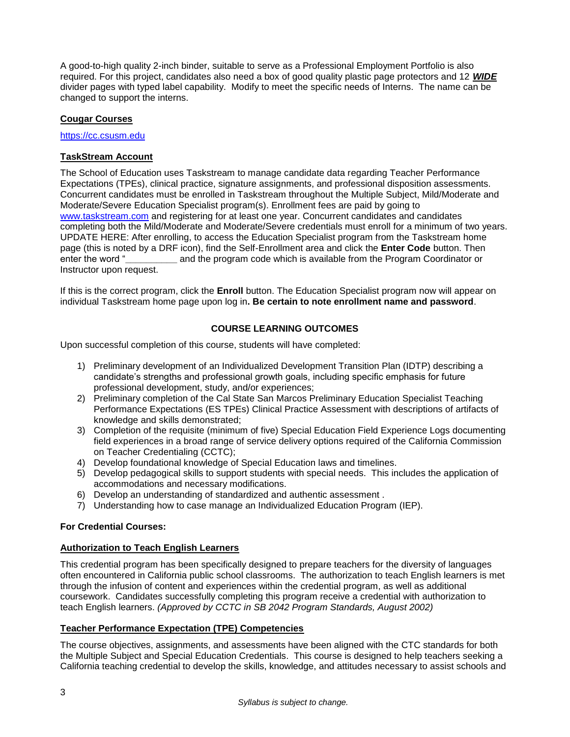A good-to-high quality 2-inch binder, suitable to serve as a Professional Employment Portfolio is also required. For this project, candidates also need a box of good quality plastic page protectors and 12 ***WIDE*** divider pages with typed label capability. Modify to meet the specific needs of Interns. The name can be changed to support the interns.

**Cougar Courses**

https://cc.csusm.edu

**TaskStream Account**

The School of Education uses Taskstream to manage candidate data regarding Teacher Performance Expectations (TPEs), clinical practice, signature assignments, and professional disposition assessments. Concurrent candidates must be enrolled in Taskstream throughout the Multiple Subject, Mild/Moderate and Moderate/Severe Education Specialist program(s). Enrollment fees are paid by going to www.taskstream.com and registering for at least one year. Concurrent candidates and candidates completing both the Mild/Moderate and Moderate/Severe credentials must enroll for a minimum of two years. UPDATE HERE: After enrolling, to access the Education Specialist program from the Taskstream home page (this is noted by a DRF icon), find the Self-Enrollment area and click the **Enter Code** button. Then enter the word "__________ and the program code which is available from the Program Coordinator or Instructor upon request.

If this is the correct program, click the **Enroll** button. The Education Specialist program now will appear on individual Taskstream home page upon log in**. Be certain to note enrollment name and password**.

## COURSE LEARNING OUTCOMES

Upon successful completion of this course, students will have completed:

1) Preliminary development of an Individualized Development Transition Plan (IDTP) describing a candidate's strengths and professional growth goals, including specific emphasis for future professional development, study, and/or experiences;
2) Preliminary completion of the Cal State San Marcos Preliminary Education Specialist Teaching Performance Expectations (ES TPEs) Clinical Practice Assessment with descriptions of artifacts of knowledge and skills demonstrated;
3) Completion of the requisite (minimum of five) Special Education Field Experience Logs documenting field experiences in a broad range of service delivery options required of the California Commission on Teacher Credentialing (CCTC);
4) Develop foundational knowledge of Special Education laws and timelines.
5) Develop pedagogical skills to support students with special needs. This includes the application of accommodations and necessary modifications.
6) Develop an understanding of standardized and authentic assessment .
7) Understanding how to case manage an Individualized Education Program (IEP).

**For Credential Courses:**

**Authorization to Teach English Learners**

This credential program has been specifically designed to prepare teachers for the diversity of languages often encountered in California public school classrooms. The authorization to teach English learners is met through the infusion of content and experiences within the credential program, as well as additional coursework. Candidates successfully completing this program receive a credential with authorization to teach English learners. *(Approved by CCTC in SB 2042 Program Standards, August 2002)*

**Teacher Performance Expectation (TPE) Competencies**

The course objectives, assignments, and assessments have been aligned with the CTC standards for both the Multiple Subject and Special Education Credentials. This course is designed to help teachers seeking a California teaching credential to develop the skills, knowledge, and attitudes necessary to assist schools and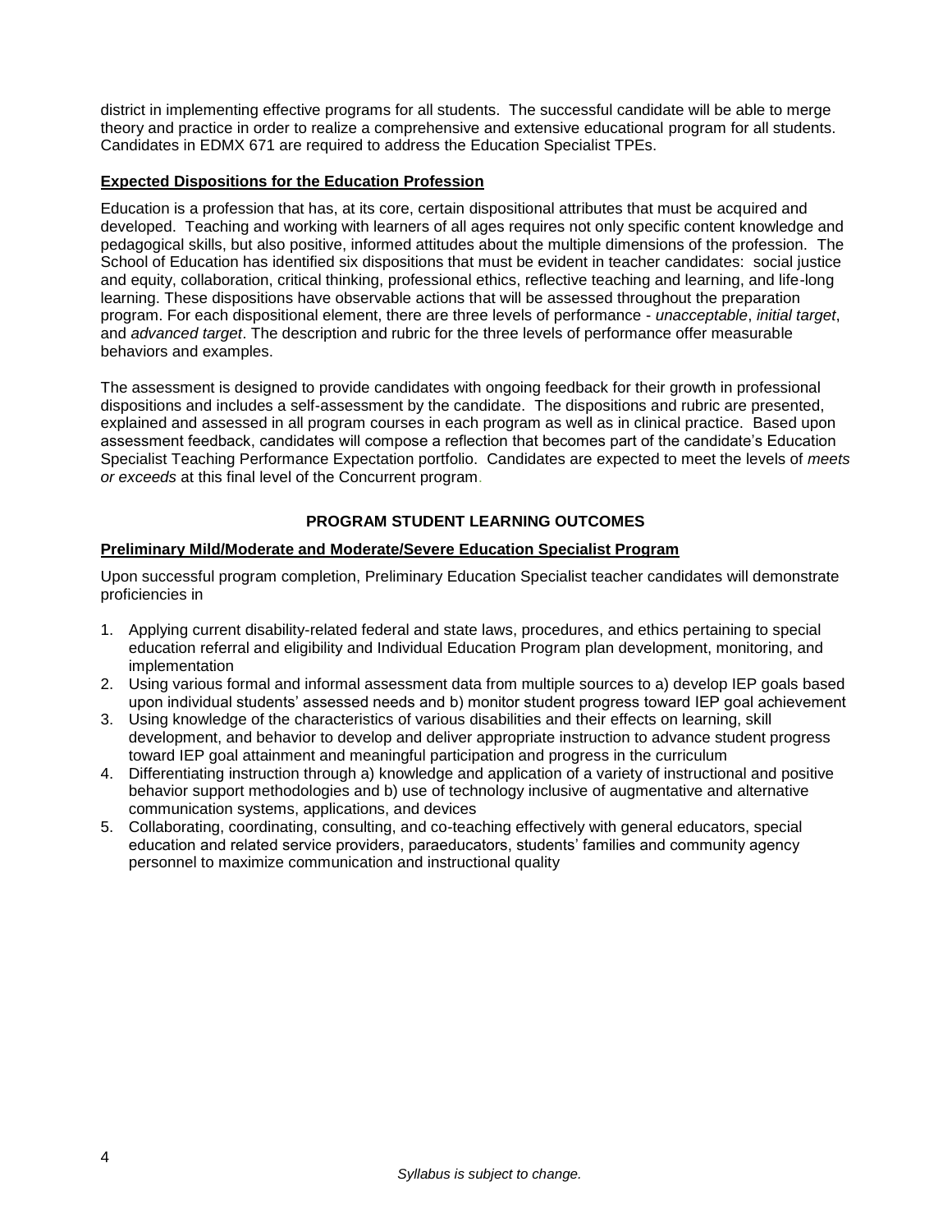district in implementing effective programs for all students. The successful candidate will be able to merge theory and practice in order to realize a comprehensive and extensive educational program for all students. Candidates in EDMX 671 are required to address the Education Specialist TPEs.

**Expected Dispositions for the Education Profession**

Education is a profession that has, at its core, certain dispositional attributes that must be acquired and developed. Teaching and working with learners of all ages requires not only specific content knowledge and pedagogical skills, but also positive, informed attitudes about the multiple dimensions of the profession. The School of Education has identified six dispositions that must be evident in teacher candidates: social justice and equity, collaboration, critical thinking, professional ethics, reflective teaching and learning, and life-long learning. These dispositions have observable actions that will be assessed throughout the preparation program. For each dispositional element, there are three levels of performance - *unacceptable*, *initial target*, and *advanced target*. The description and rubric for the three levels of performance offer measurable behaviors and examples.

The assessment is designed to provide candidates with ongoing feedback for their growth in professional dispositions and includes a self-assessment by the candidate. The dispositions and rubric are presented, explained and assessed in all program courses in each program as well as in clinical practice. Based upon assessment feedback, candidates will compose a reflection that becomes part of the candidate's Education Specialist Teaching Performance Expectation portfolio. Candidates are expected to meet the levels of *meets or exceeds* at this final level of the Concurrent program.

## PROGRAM STUDENT LEARNING OUTCOMES

**Preliminary Mild/Moderate and Moderate/Severe Education Specialist Program**

Upon successful program completion, Preliminary Education Specialist teacher candidates will demonstrate proficiencies in

1. Applying current disability-related federal and state laws, procedures, and ethics pertaining to special education referral and eligibility and Individual Education Program plan development, monitoring, and implementation
2. Using various formal and informal assessment data from multiple sources to a) develop IEP goals based upon individual students' assessed needs and b) monitor student progress toward IEP goal achievement
3. Using knowledge of the characteristics of various disabilities and their effects on learning, skill development, and behavior to develop and deliver appropriate instruction to advance student progress toward IEP goal attainment and meaningful participation and progress in the curriculum
4. Differentiating instruction through a) knowledge and application of a variety of instructional and positive behavior support methodologies and b) use of technology inclusive of augmentative and alternative communication systems, applications, and devices
5. Collaborating, coordinating, consulting, and co-teaching effectively with general educators, special education and related service providers, paraeducators, students' families and community agency personnel to maximize communication and instructional quality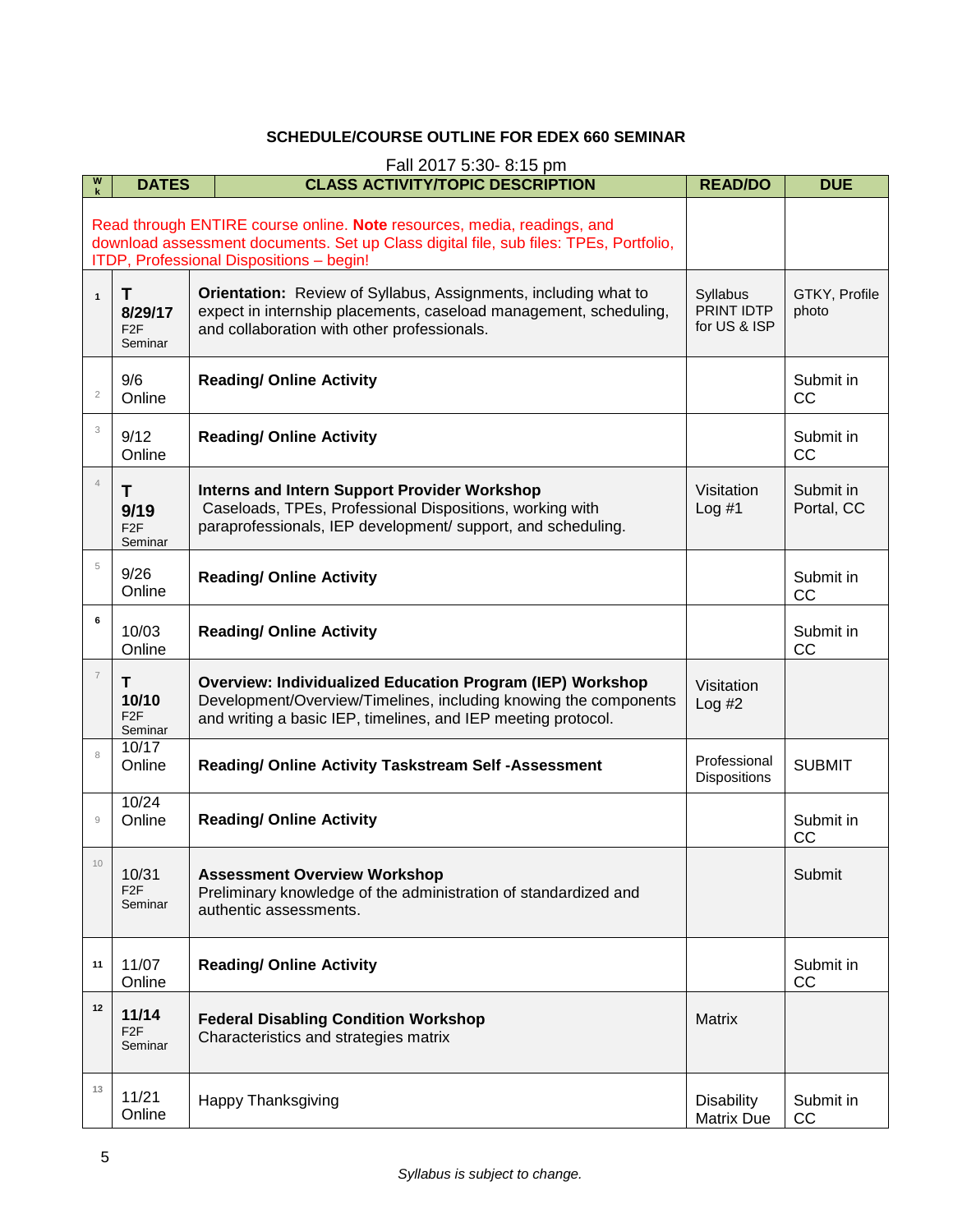**SCHEDULE/COURSE OUTLINE FOR EDEX 660 SEMINAR**

Fall 2017 5:30- 8:15 pm

| Wk | DATES | CLASS ACTIVITY/TOPIC DESCRIPTION | READ/DO | DUE |
|---|---|---|---|---|
| | | Read through ENTIRE course online. **Note** resources, media, readings, and download assessment documents. Set up Class digital file, sub files: TPEs, Portfolio, ITDP, Professional Dispositions – begin! | | |
| 1 | **T 8/29/17** F2F Seminar | **Orientation:** Review of Syllabus, Assignments, including what to expect in internship placements, caseload management, scheduling, and collaboration with other professionals. | Syllabus PRINT IDTP for US & ISP | GTKY, Profile photo |
| 2 | 9/6 Online | **Reading/ Online Activity** | | Submit in CC |
| 3 | 9/12 Online | **Reading/ Online Activity** | | Submit in CC |
| 4 | **T 9/19** F2F Seminar | **Interns and Intern Support Provider Workshop** Caseloads, TPEs, Professional Dispositions, working with paraprofessionals, IEP development/ support, and scheduling. | Visitation Log #1 | Submit in Portal, CC |
| 5 | 9/26 Online | **Reading/ Online Activity** | | Submit in CC |
| 6 | 10/03 Online | **Reading/ Online Activity** | | Submit in CC |
| 7 | **T 10/10** F2F Seminar | **Overview: Individualized Education Program (IEP) Workshop** Development/Overview/Timelines, including knowing the components and writing a basic IEP, timelines, and IEP meeting protocol. | Visitation Log #2 | |
| 8 | 10/17 Online | **Reading/ Online Activity Taskstream Self -Assessment** | Professional Dispositions | SUBMIT |
| 9 | 10/24 Online | **Reading/ Online Activity** | | Submit in CC |
| 10 | 10/31 F2F Seminar | **Assessment Overview Workshop** Preliminary knowledge of the administration of standardized and authentic assessments. | | Submit |
| 11 | 11/07 Online | **Reading/ Online Activity** | | Submit in CC |
| 12 | **11/14** F2F Seminar | **Federal Disabling Condition Workshop** Characteristics and strategies matrix | Matrix | |
| 13 | 11/21 Online | Happy Thanksgiving | Disability Matrix Due | Submit in CC |

*Syllabus is subject to change.*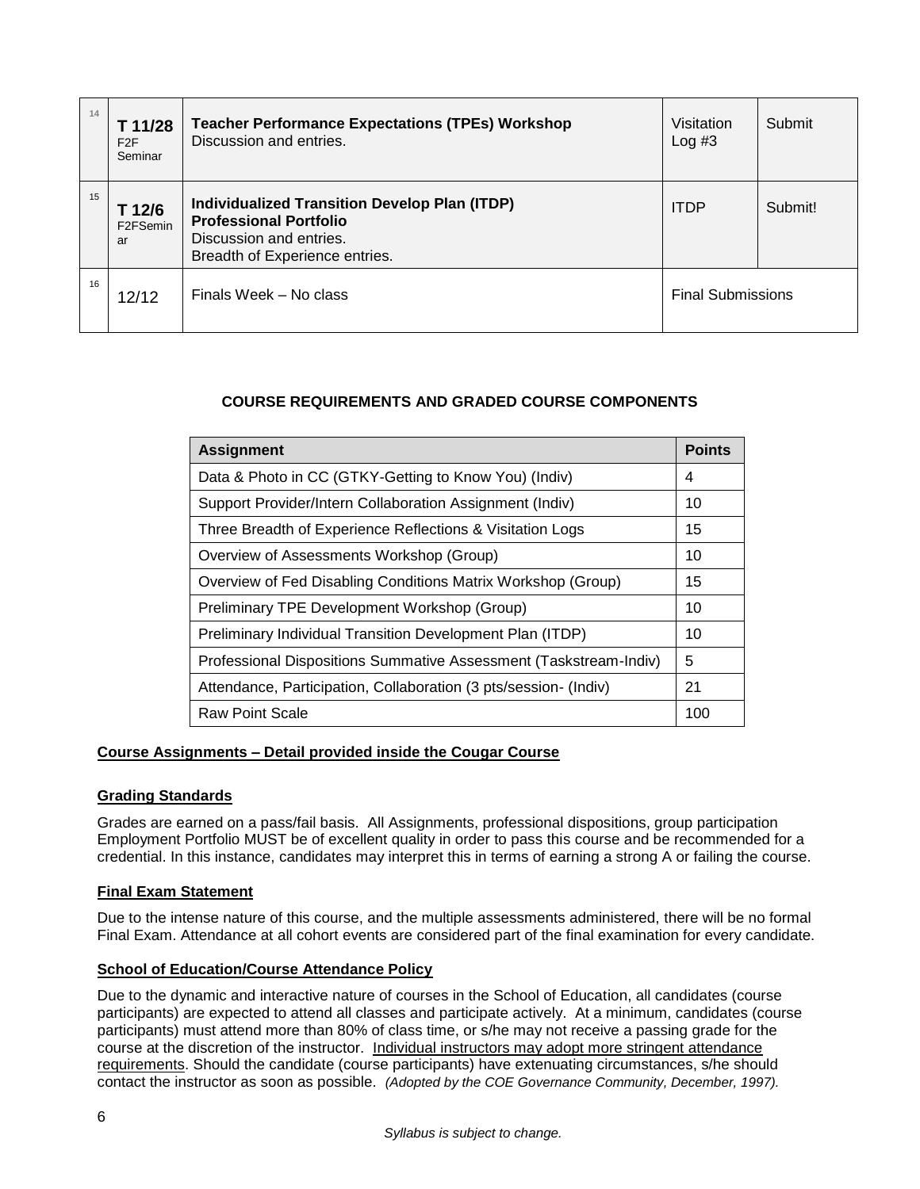| 14 | T 11/28 F2F Seminar | **Teacher Performance Expectations (TPEs) Workshop** Discussion and entries. | Visitation Log #3 | Submit |
|---|---|---|---|---|
| 15 | T 12/6 F2FSeminar | **Individualized Transition Develop Plan (ITDP)** **Professional Portfolio** Discussion and entries. Breadth of Experience entries. | ITDP | Submit! |
| 16 | 12/12 | Finals Week – No class | Final Submissions | |

**COURSE REQUIREMENTS AND GRADED COURSE COMPONENTS**

| Assignment | Points |
|---|---|
| Data & Photo in CC (GTKY-Getting to Know You) (Indiv) | 4 |
| Support Provider/Intern Collaboration Assignment (Indiv) | 10 |
| Three Breadth of Experience Reflections & Visitation Logs | 15 |
| Overview of Assessments Workshop (Group) | 10 |
| Overview of Fed Disabling Conditions Matrix Workshop (Group) | 15 |
| Preliminary TPE Development Workshop (Group) | 10 |
| Preliminary Individual Transition Development Plan (ITDP) | 10 |
| Professional Dispositions Summative Assessment (Taskstream-Indiv) | 5 |
| Attendance, Participation, Collaboration (3 pts/session- (Indiv) | 21 |
| Raw Point Scale | 100 |

**Course Assignments – Detail provided inside the Cougar Course**

**Grading Standards**

Grades are earned on a pass/fail basis. All Assignments, professional dispositions, group participation Employment Portfolio MUST be of excellent quality in order to pass this course and be recommended for a credential. In this instance, candidates may interpret this in terms of earning a strong A or failing the course.

**Final Exam Statement**

Due to the intense nature of this course, and the multiple assessments administered, there will be no formal Final Exam. Attendance at all cohort events are considered part of the final examination for every candidate.

**School of Education/Course Attendance Policy**

Due to the dynamic and interactive nature of courses in the School of Education, all candidates (course participants) are expected to attend all classes and participate actively. At a minimum, candidates (course participants) must attend more than 80% of class time, or s/he may not receive a passing grade for the course at the discretion of the instructor. Individual instructors may adopt more stringent attendance requirements. Should the candidate (course participants) have extenuating circumstances, s/he should contact the instructor as soon as possible. *(Adopted by the COE Governance Community, December, 1997).*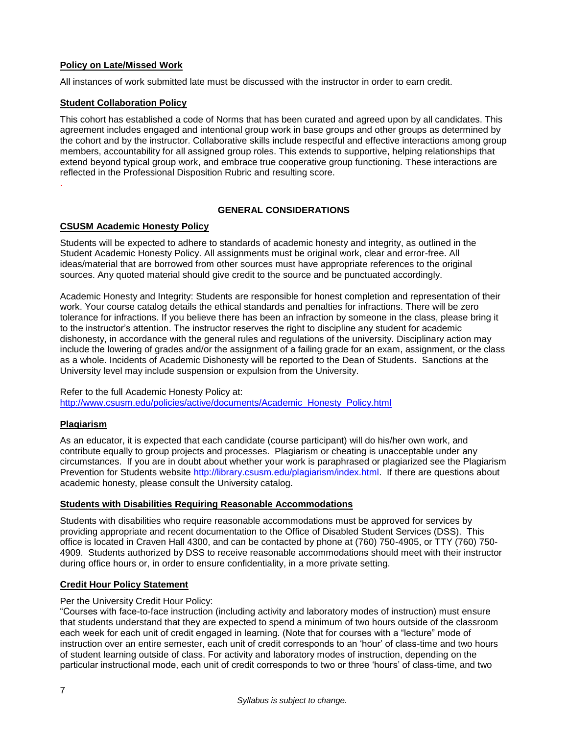**Policy on Late/Missed Work**

All instances of work submitted late must be discussed with the instructor in order to earn credit.

**Student Collaboration Policy**

This cohort has established a code of Norms that has been curated and agreed upon by all candidates. This agreement includes engaged and intentional group work in base groups and other groups as determined by the cohort and by the instructor. Collaborative skills include respectful and effective interactions among group members, accountability for all assigned group roles. This extends to supportive, helping relationships that extend beyond typical group work, and embrace true cooperative group functioning. These interactions are reflected in the Professional Disposition Rubric and resulting score.

## GENERAL CONSIDERATIONS

**CSUSM Academic Honesty Policy**

Students will be expected to adhere to standards of academic honesty and integrity, as outlined in the Student Academic Honesty Policy. All assignments must be original work, clear and error-free. All ideas/material that are borrowed from other sources must have appropriate references to the original sources. Any quoted material should give credit to the source and be punctuated accordingly.

Academic Honesty and Integrity: Students are responsible for honest completion and representation of their work. Your course catalog details the ethical standards and penalties for infractions. There will be zero tolerance for infractions. If you believe there has been an infraction by someone in the class, please bring it to the instructor's attention. The instructor reserves the right to discipline any student for academic dishonesty, in accordance with the general rules and regulations of the university. Disciplinary action may include the lowering of grades and/or the assignment of a failing grade for an exam, assignment, or the class as a whole. Incidents of Academic Dishonesty will be reported to the Dean of Students. Sanctions at the University level may include suspension or expulsion from the University.

Refer to the full Academic Honesty Policy at:
http://www.csusm.edu/policies/active/documents/Academic_Honesty_Policy.html

**Plagiarism**

As an educator, it is expected that each candidate (course participant) will do his/her own work, and contribute equally to group projects and processes. Plagiarism or cheating is unacceptable under any circumstances. If you are in doubt about whether your work is paraphrased or plagiarized see the Plagiarism Prevention for Students website http://library.csusm.edu/plagiarism/index.html. If there are questions about academic honesty, please consult the University catalog.

**Students with Disabilities Requiring Reasonable Accommodations**

Students with disabilities who require reasonable accommodations must be approved for services by providing appropriate and recent documentation to the Office of Disabled Student Services (DSS). This office is located in Craven Hall 4300, and can be contacted by phone at (760) 750-4905, or TTY (760) 750-4909. Students authorized by DSS to receive reasonable accommodations should meet with their instructor during office hours or, in order to ensure confidentiality, in a more private setting.

**Credit Hour Policy Statement**

Per the University Credit Hour Policy:
"Courses with face-to-face instruction (including activity and laboratory modes of instruction) must ensure that students understand that they are expected to spend a minimum of two hours outside of the classroom each week for each unit of credit engaged in learning. (Note that for courses with a "lecture" mode of instruction over an entire semester, each unit of credit corresponds to an 'hour' of class-time and two hours of student learning outside of class. For activity and laboratory modes of instruction, depending on the particular instructional mode, each unit of credit corresponds to two or three 'hours' of class-time, and two

*Syllabus is subject to change.*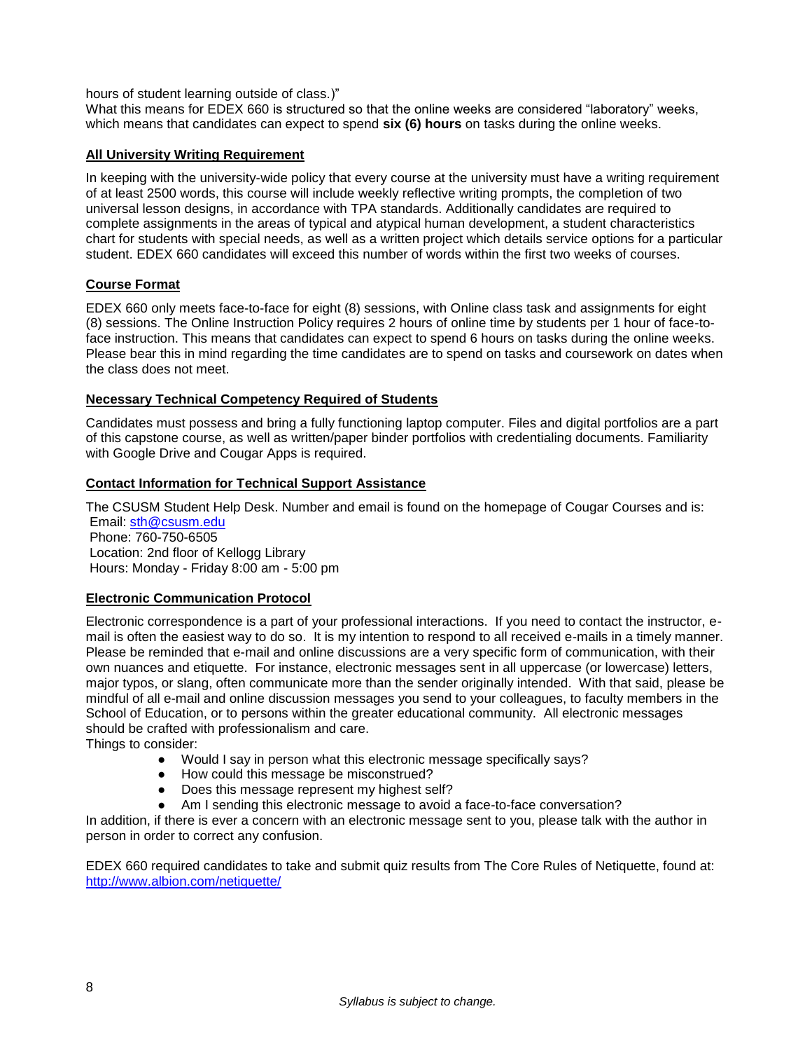hours of student learning outside of class.)"
What this means for EDEX 660 is structured so that the online weeks are considered "laboratory" weeks, which means that candidates can expect to spend **six (6) hours** on tasks during the online weeks.

## All University Writing Requirement

In keeping with the university-wide policy that every course at the university must have a writing requirement of at least 2500 words, this course will include weekly reflective writing prompts, the completion of two universal lesson designs, in accordance with TPA standards. Additionally candidates are required to complete assignments in the areas of typical and atypical human development, a student characteristics chart for students with special needs, as well as a written project which details service options for a particular student. EDEX 660 candidates will exceed this number of words within the first two weeks of courses.

## Course Format

EDEX 660 only meets face-to-face for eight (8) sessions, with Online class task and assignments for eight (8) sessions. The Online Instruction Policy requires 2 hours of online time by students per 1 hour of face-to-face instruction. This means that candidates can expect to spend 6 hours on tasks during the online weeks. Please bear this in mind regarding the time candidates are to spend on tasks and coursework on dates when the class does not meet.

## Necessary Technical Competency Required of Students

Candidates must possess and bring a fully functioning laptop computer. Files and digital portfolios are a part of this capstone course, as well as written/paper binder portfolios with credentialing documents. Familiarity with Google Drive and Cougar Apps is required.

## Contact Information for Technical Support Assistance

The CSUSM Student Help Desk. Number and email is found on the homepage of Cougar Courses and is:
Email: sth@csusm.edu
Phone: 760-750-6505
Location: 2nd floor of Kellogg Library
Hours: Monday - Friday 8:00 am - 5:00 pm

## Electronic Communication Protocol

Electronic correspondence is a part of your professional interactions. If you need to contact the instructor, e-mail is often the easiest way to do so. It is my intention to respond to all received e-mails in a timely manner. Please be reminded that e-mail and online discussions are a very specific form of communication, with their own nuances and etiquette. For instance, electronic messages sent in all uppercase (or lowercase) letters, major typos, or slang, often communicate more than the sender originally intended. With that said, please be mindful of all e-mail and online discussion messages you send to your colleagues, to faculty members in the School of Education, or to persons within the greater educational community. All electronic messages should be crafted with professionalism and care.
Things to consider:

- Would I say in person what this electronic message specifically says?
- How could this message be misconstrued?
- Does this message represent my highest self?
- Am I sending this electronic message to avoid a face-to-face conversation?

In addition, if there is ever a concern with an electronic message sent to you, please talk with the author in person in order to correct any confusion.

EDEX 660 required candidates to take and submit quiz results from The Core Rules of Netiquette, found at: http://www.albion.com/netiquette/

*Syllabus is subject to change.*